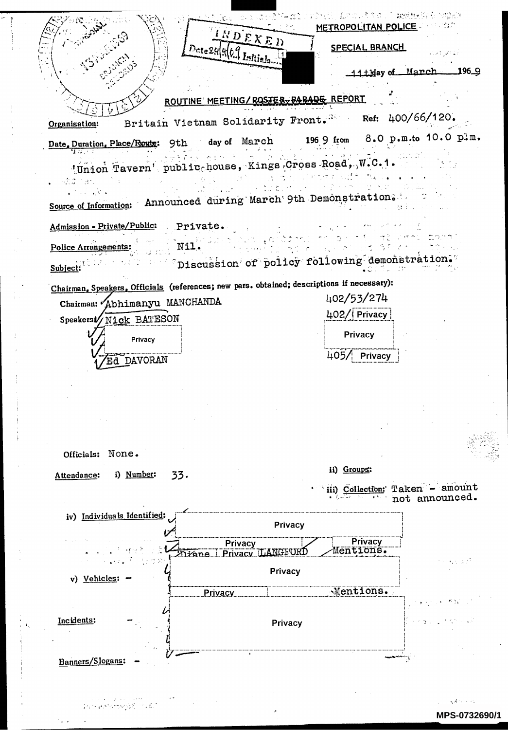METROPOLITAN POLICE

SPECIAL BRANCH

11th day of March 1969

INDEXED
Date 24/4/69 Initials

13 MAR 1969
REGISTRY
RECORDS

## ROUTINE MEETING/~~ROSTER, PARADE~~ REPORT

**Organisation:** Britain Vietnam Solidarity Front. **Ref:** 400/66/120.

**Date, Duration, Place/~~Route~~:** 9th day of March 1969 from 8.0 p.m. to 10.0 p.m.

'Union Tavern' public-house, Kings Cross Road, W.C.1.

**Source of Information:** Announced during March 9th Demonstration.

**Admission - Private/Public:** Private.

**Police Arrangements:** Nil.

**Subject:** Discussion of policy following demonstration.

**Chairman, Speakers, Officials** (references; new pars. obtained; descriptions if necessary):

Chairman: Abhimanyu MANCHANDA 402/53/274

Speakers: Nick BATESON 402/ Privacy

Privacy Privacy

Ed DAVORAN 405/ Privacy

Officials: None.

**Attendance:** i) Number: 33. ii) Groups:

iii) Collection: Taken - amount not announced.

iv) Individuals Identified: Privacy

Privacy Privacy

Diane Privacy LANGFORD Mentions.

Privacy

v) Vehicles: -

Privacy Mentions.

**Incidents:** - Privacy

**Banners/Slogans:** -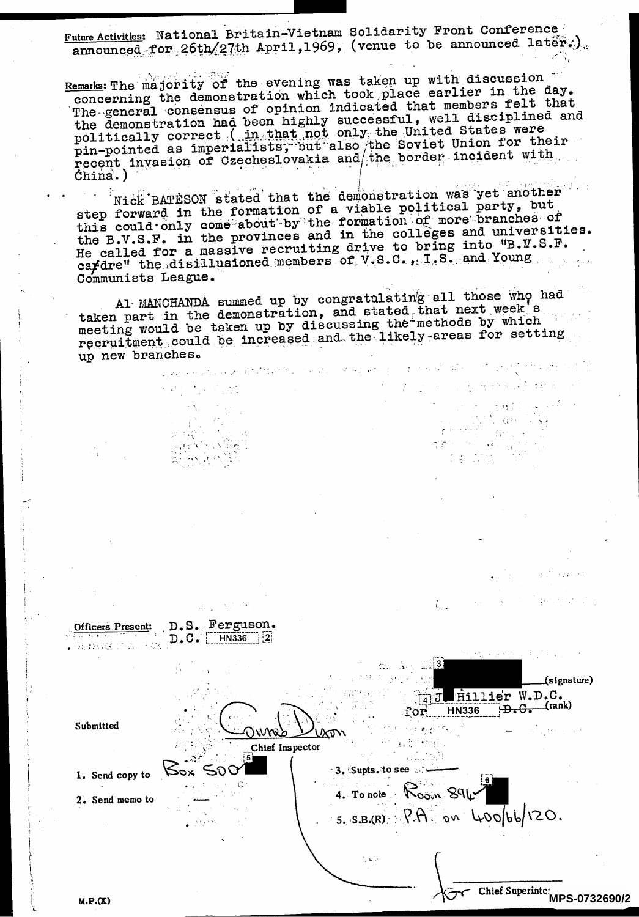**Future Activities:** National Britain-Vietnam Solidarity Front Conference announced for 26th/27th April,1969, (venue to be announced later.)

**Remarks:** The majority of the evening was taken up with discussion concerning the demonstration which took place earlier in the day. The general consensus of opinion indicated that members felt that the demonstration had been highly successful, well disciplined and politically correct ( in that not only the United States were pin-pointed as imperialists, but also the Soviet Union for their recent invasion of Czecheslovakia and the border incident with China.)

Nick BATESON stated that the demonstration was yet another step forward in the formation of a viable political party, but this could only come about by the formation of more branches of the B.V.S.F. in the provinces and in the colleges and universities. He called for a massive recruiting drive to bring into "B.V.S.F. cadre" the disillusioned members of V.S.C., I.S. and Young Communists League.

Al MANCHANDA summed up by congratulating all those who had taken part in the demonstration, and stated that next week's meeting would be taken up by discussing the methods by which recruitment could be increased and the likely areas for setting up new branches.

**Officers Present:** D.S. Ferguson.
D.C. HN336 [2]

[3] ████ (signature)
[4] J█ Hillier W.D.C.
for HN336 ~~D.C.~~ (rank)

Submitted Donald Dixon
Chief Inspector

1. Send copy to Box 500 [5] ████
2. Send memo to —
3. Supts. to see —
4. To note Room 896 [6] ████
5. S.B.(R). P.A. on 400/66/120.

for Chief Superintendent

M.P.(X)

MPS-0732690/2